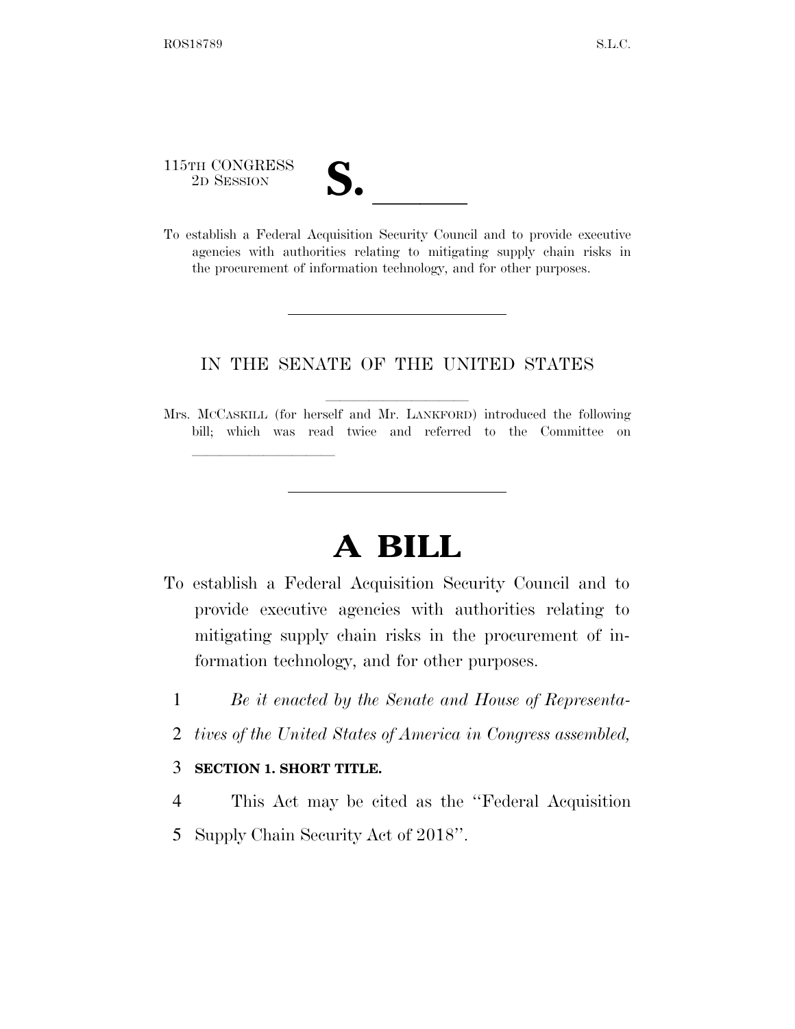115TH CONGRESS
2D SESSION

**S. \_\_\_\_\_\_**

To establish a Federal Acquisition Security Council and to provide executive agencies with authorities relating to mitigating supply chain risks in the procurement of information technology, and for other purposes.

---

IN THE SENATE OF THE UNITED STATES

Mrs. MCCASKILL (for herself and Mr. LANKFORD) introduced the following bill; which was read twice and referred to the Committee on \_\_\_\_\_\_\_\_\_\_\_\_\_\_\_\_

---

# A BILL

To establish a Federal Acquisition Security Council and to provide executive agencies with authorities relating to mitigating supply chain risks in the procurement of information technology, and for other purposes.

1 *Be it enacted by the Senate and House of Representa-*
2 *tives of the United States of America in Congress assembled,*

3 **SECTION 1. SHORT TITLE.**

4 This Act may be cited as the ''Federal Acquisition
5 Supply Chain Security Act of 2018''.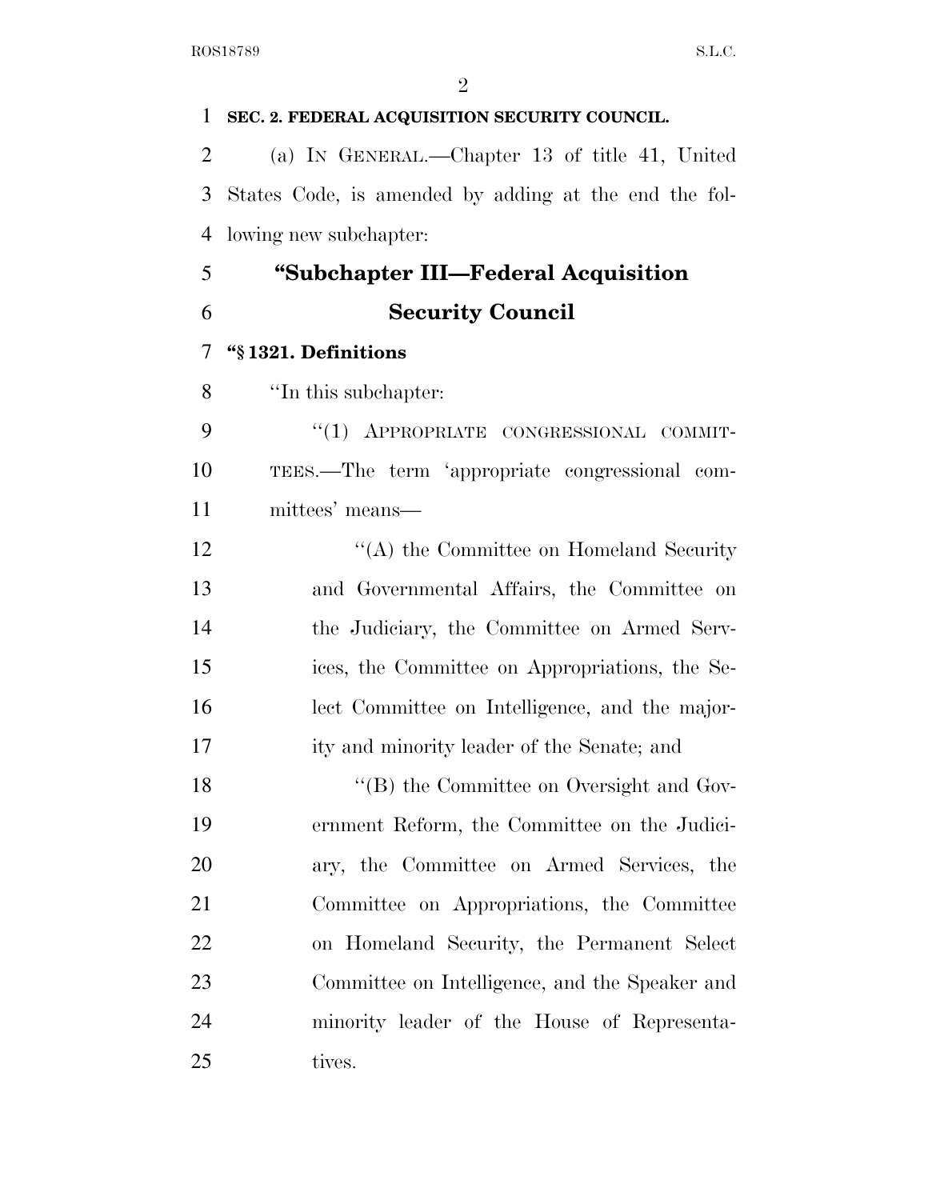**SEC. 2. FEDERAL ACQUISITION SECURITY COUNCIL.**

(a) IN GENERAL.—Chapter 13 of title 41, United States Code, is amended by adding at the end the following new subchapter:

## "Subchapter III—Federal Acquisition Security Council

### "§ 1321. Definitions

"In this subchapter:

"(1) APPROPRIATE CONGRESSIONAL COMMITTEES.—The term 'appropriate congressional committees' means—

"(A) the Committee on Homeland Security and Governmental Affairs, the Committee on the Judiciary, the Committee on Armed Services, the Committee on Appropriations, the Select Committee on Intelligence, and the majority and minority leader of the Senate; and

"(B) the Committee on Oversight and Government Reform, the Committee on the Judiciary, the Committee on Armed Services, the Committee on Appropriations, the Committee on Homeland Security, the Permanent Select Committee on Intelligence, and the Speaker and minority leader of the House of Representatives.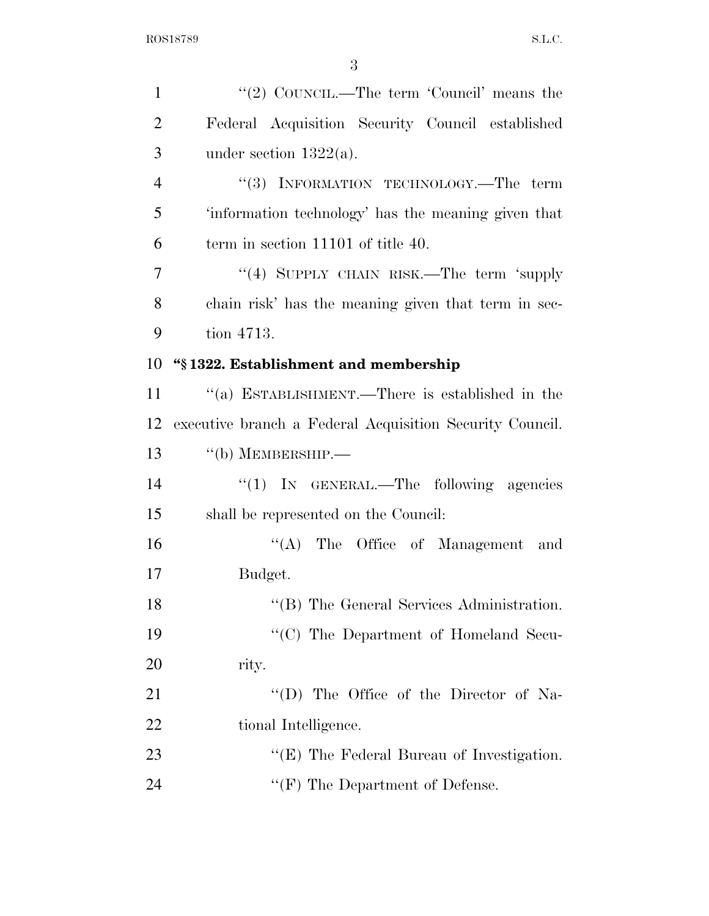"(2) COUNCIL.—The term 'Council' means the Federal Acquisition Security Council established under section 1322(a).

"(3) INFORMATION TECHNOLOGY.—The term 'information technology' has the meaning given that term in section 11101 of title 40.

"(4) SUPPLY CHAIN RISK.—The term 'supply chain risk' has the meaning given that term in section 4713.

**"§ 1322. Establishment and membership**

"(a) ESTABLISHMENT.—There is established in the executive branch a Federal Acquisition Security Council.

"(b) MEMBERSHIP.—

"(1) IN GENERAL.—The following agencies shall be represented on the Council:

"(A) The Office of Management and Budget.

"(B) The General Services Administration.

"(C) The Department of Homeland Security.

"(D) The Office of the Director of National Intelligence.

"(E) The Federal Bureau of Investigation.

"(F) The Department of Defense.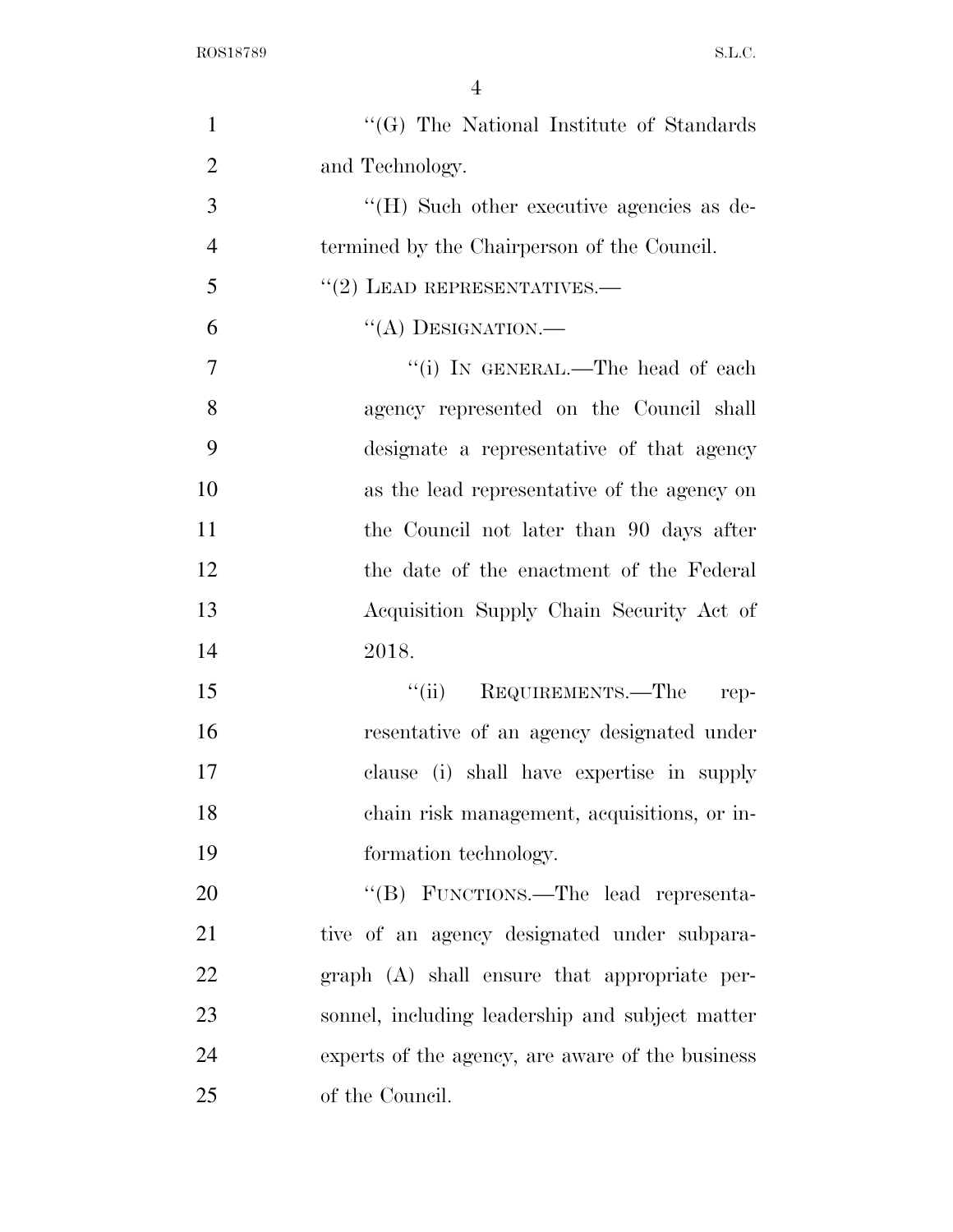"(G) The National Institute of Standards and Technology.

"(H) Such other executive agencies as determined by the Chairperson of the Council.

"(2) LEAD REPRESENTATIVES.—

"(A) DESIGNATION.—

"(i) IN GENERAL.—The head of each agency represented on the Council shall designate a representative of that agency as the lead representative of the agency on the Council not later than 90 days after the date of the enactment of the Federal Acquisition Supply Chain Security Act of 2018.

"(ii) REQUIREMENTS.—The representative of an agency designated under clause (i) shall have expertise in supply chain risk management, acquisitions, or information technology.

"(B) FUNCTIONS.—The lead representative of an agency designated under subparagraph (A) shall ensure that appropriate personnel, including leadership and subject matter experts of the agency, are aware of the business of the Council.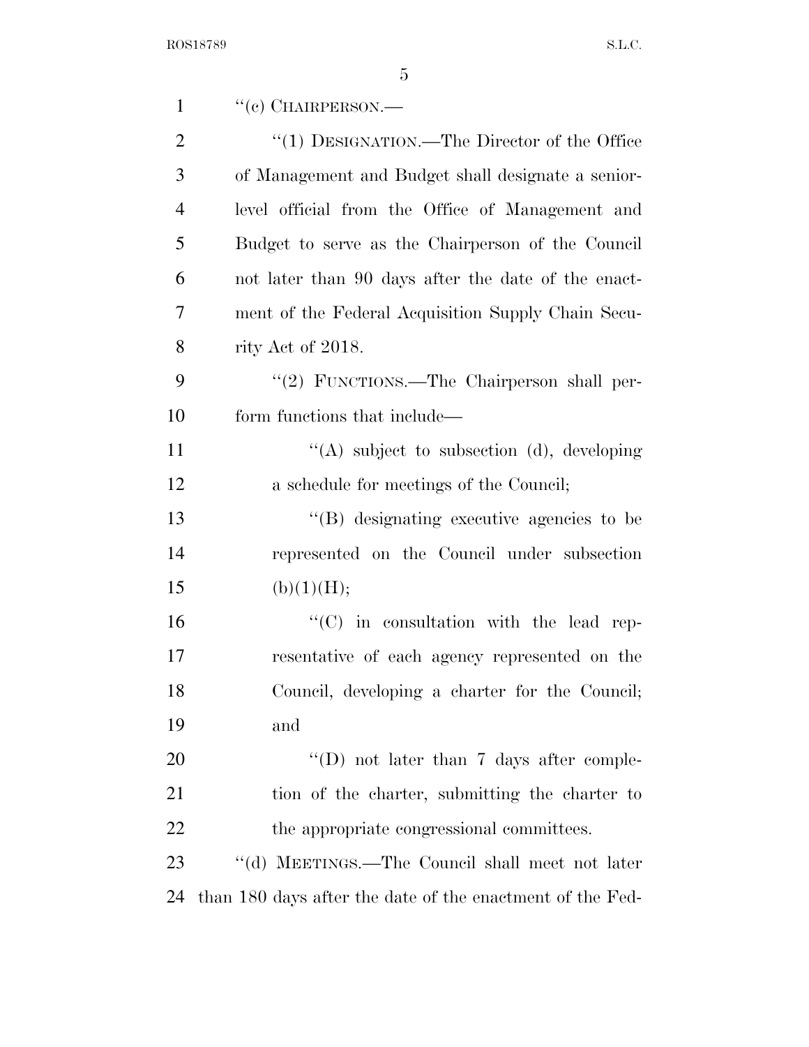''(c) CHAIRPERSON.—

''(1) DESIGNATION.—The Director of the Office of Management and Budget shall designate a senior-level official from the Office of Management and Budget to serve as the Chairperson of the Council not later than 90 days after the date of the enactment of the Federal Acquisition Supply Chain Security Act of 2018.

''(2) FUNCTIONS.—The Chairperson shall perform functions that include—

''(A) subject to subsection (d), developing a schedule for meetings of the Council;

''(B) designating executive agencies to be represented on the Council under subsection (b)(1)(H);

''(C) in consultation with the lead representative of each agency represented on the Council, developing a charter for the Council; and

''(D) not later than 7 days after completion of the charter, submitting the charter to the appropriate congressional committees.

''(d) MEETINGS.—The Council shall meet not later than 180 days after the date of the enactment of the Fed-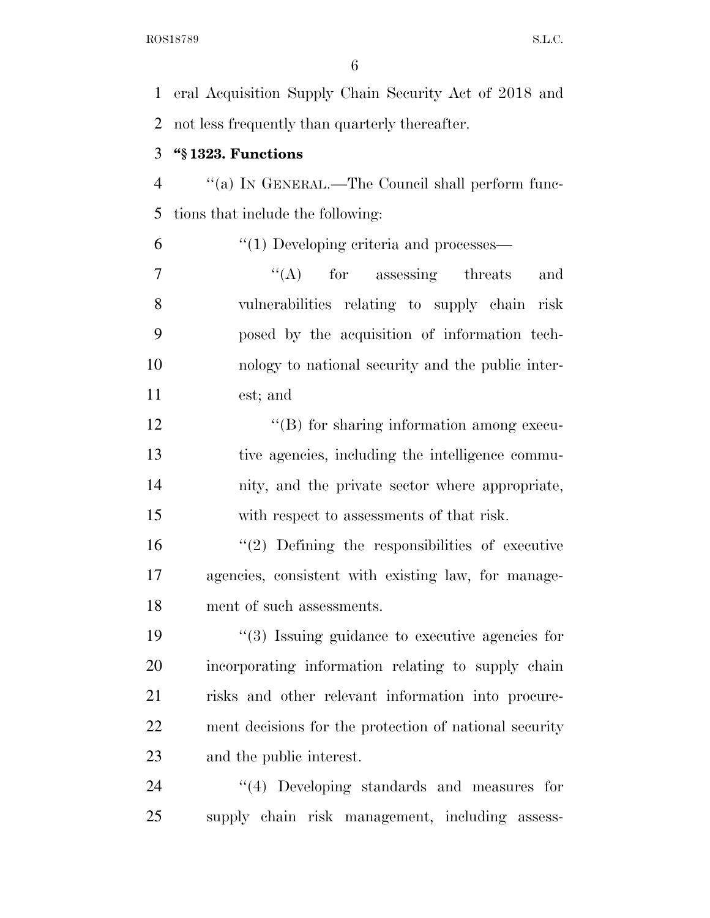eral Acquisition Supply Chain Security Act of 2018 and not less frequently than quarterly thereafter.

**"§ 1323. Functions**

"(a) IN GENERAL.—The Council shall perform functions that include the following:

"(1) Developing criteria and processes—

"(A) for assessing threats and vulnerabilities relating to supply chain risk posed by the acquisition of information technology to national security and the public interest; and

"(B) for sharing information among executive agencies, including the intelligence community, and the private sector where appropriate, with respect to assessments of that risk.

"(2) Defining the responsibilities of executive agencies, consistent with existing law, for management of such assessments.

"(3) Issuing guidance to executive agencies for incorporating information relating to supply chain risks and other relevant information into procurement decisions for the protection of national security and the public interest.

"(4) Developing standards and measures for supply chain risk management, including assess-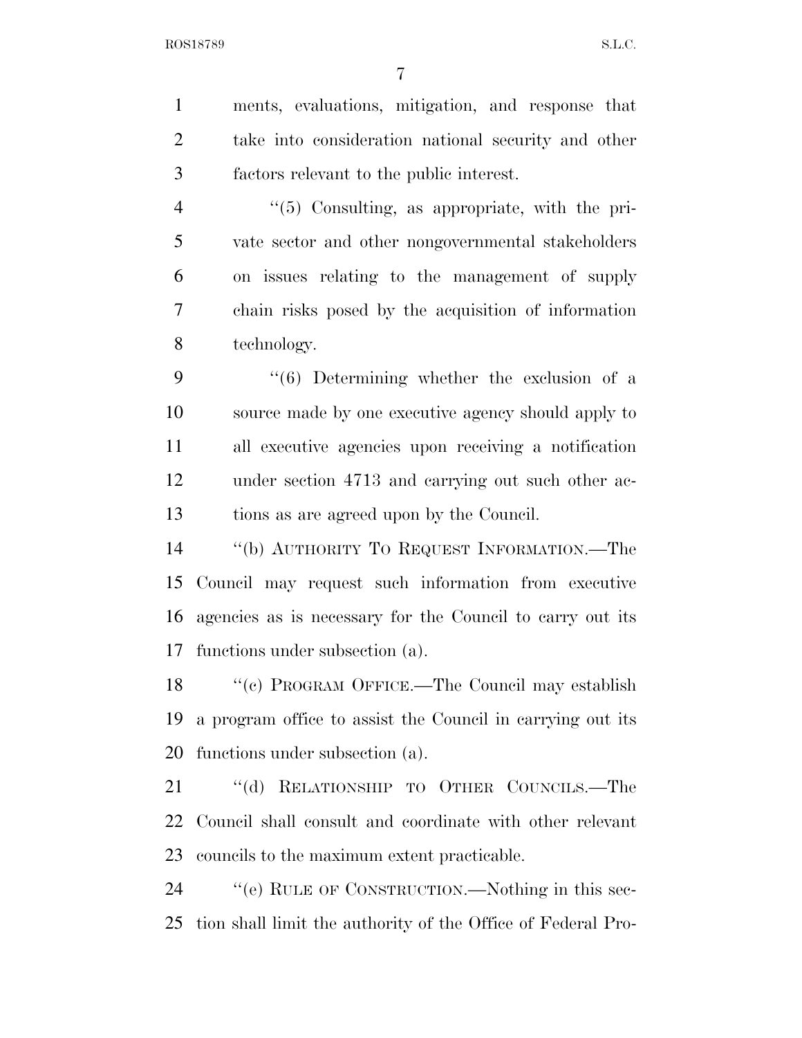ments, evaluations, mitigation, and response that take into consideration national security and other factors relevant to the public interest.

"(5) Consulting, as appropriate, with the private sector and other nongovernmental stakeholders on issues relating to the management of supply chain risks posed by the acquisition of information technology.

"(6) Determining whether the exclusion of a source made by one executive agency should apply to all executive agencies upon receiving a notification under section 4713 and carrying out such other actions as are agreed upon by the Council.

"(b) AUTHORITY TO REQUEST INFORMATION.—The Council may request such information from executive agencies as is necessary for the Council to carry out its functions under subsection (a).

"(c) PROGRAM OFFICE.—The Council may establish a program office to assist the Council in carrying out its functions under subsection (a).

"(d) RELATIONSHIP TO OTHER COUNCILS.—The Council shall consult and coordinate with other relevant councils to the maximum extent practicable.

"(e) RULE OF CONSTRUCTION.—Nothing in this section shall limit the authority of the Office of Federal Pro-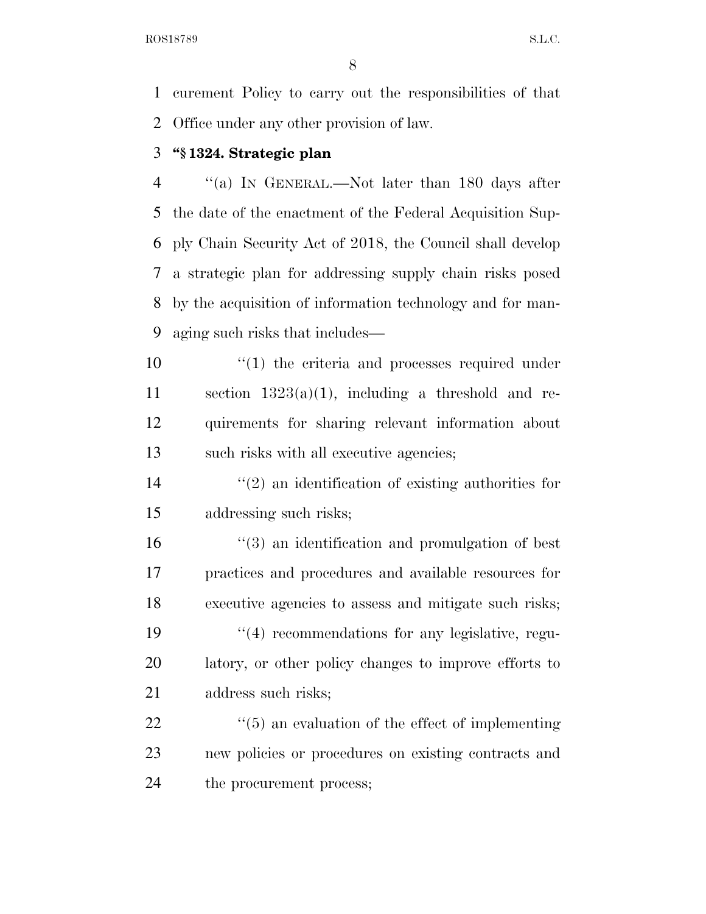curement Policy to carry out the responsibilities of that Office under any other provision of law.

**"§ 1324. Strategic plan**

"(a) IN GENERAL.—Not later than 180 days after the date of the enactment of the Federal Acquisition Supply Chain Security Act of 2018, the Council shall develop a strategic plan for addressing supply chain risks posed by the acquisition of information technology and for managing such risks that includes—

"(1) the criteria and processes required under section 1323(a)(1), including a threshold and requirements for sharing relevant information about such risks with all executive agencies;

"(2) an identification of existing authorities for addressing such risks;

"(3) an identification and promulgation of best practices and procedures and available resources for executive agencies to assess and mitigate such risks;

"(4) recommendations for any legislative, regulatory, or other policy changes to improve efforts to address such risks;

"(5) an evaluation of the effect of implementing new policies or procedures on existing contracts and the procurement process;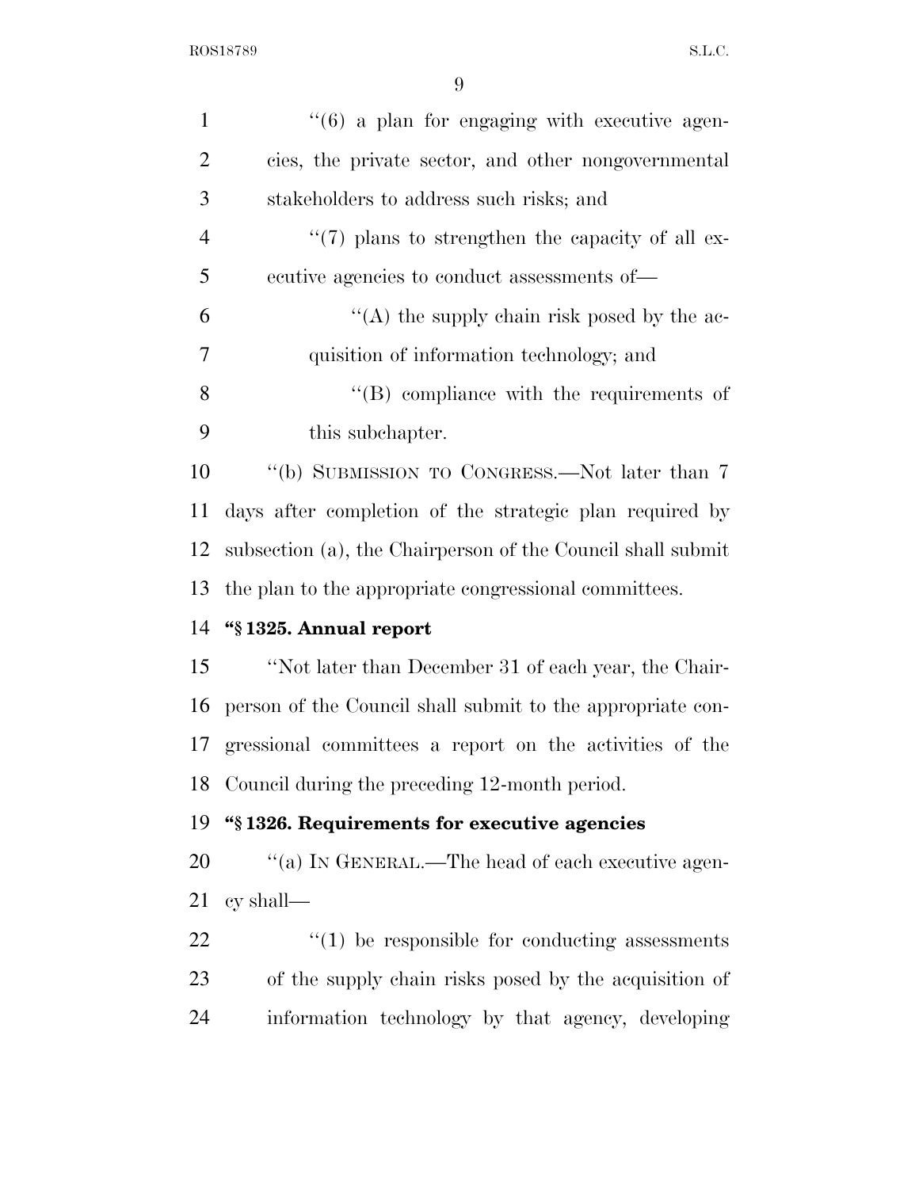"(6) a plan for engaging with executive agencies, the private sector, and other nongovernmental stakeholders to address such risks; and

"(7) plans to strengthen the capacity of all executive agencies to conduct assessments of—

"(A) the supply chain risk posed by the acquisition of information technology; and

"(B) compliance with the requirements of this subchapter.

"(b) SUBMISSION TO CONGRESS.—Not later than 7 days after completion of the strategic plan required by subsection (a), the Chairperson of the Council shall submit the plan to the appropriate congressional committees.

**"§ 1325. Annual report**

"Not later than December 31 of each year, the Chairperson of the Council shall submit to the appropriate congressional committees a report on the activities of the Council during the preceding 12-month period.

**"§ 1326. Requirements for executive agencies**

"(a) IN GENERAL.—The head of each executive agency shall—

"(1) be responsible for conducting assessments of the supply chain risks posed by the acquisition of information technology by that agency, developing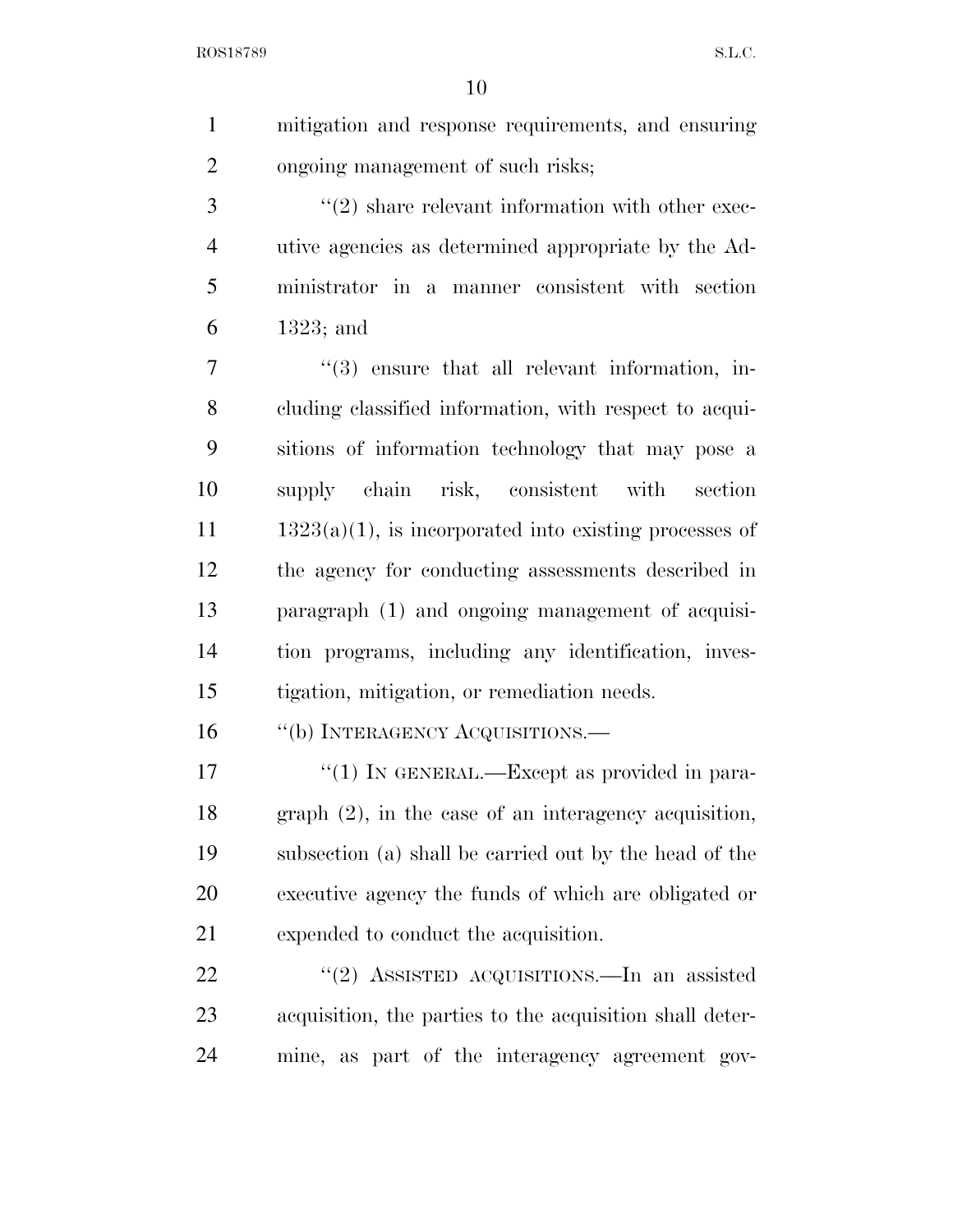mitigation and response requirements, and ensuring ongoing management of such risks;

"(2) share relevant information with other executive agencies as determined appropriate by the Administrator in a manner consistent with section 1323; and

"(3) ensure that all relevant information, including classified information, with respect to acquisitions of information technology that may pose a supply chain risk, consistent with section 1323(a)(1), is incorporated into existing processes of the agency for conducting assessments described in paragraph (1) and ongoing management of acquisition programs, including any identification, investigation, mitigation, or remediation needs.

"(b) INTERAGENCY ACQUISITIONS.—

"(1) IN GENERAL.—Except as provided in paragraph (2), in the case of an interagency acquisition, subsection (a) shall be carried out by the head of the executive agency the funds of which are obligated or expended to conduct the acquisition.

"(2) ASSISTED ACQUISITIONS.—In an assisted acquisition, the parties to the acquisition shall determine, as part of the interagency agreement gov-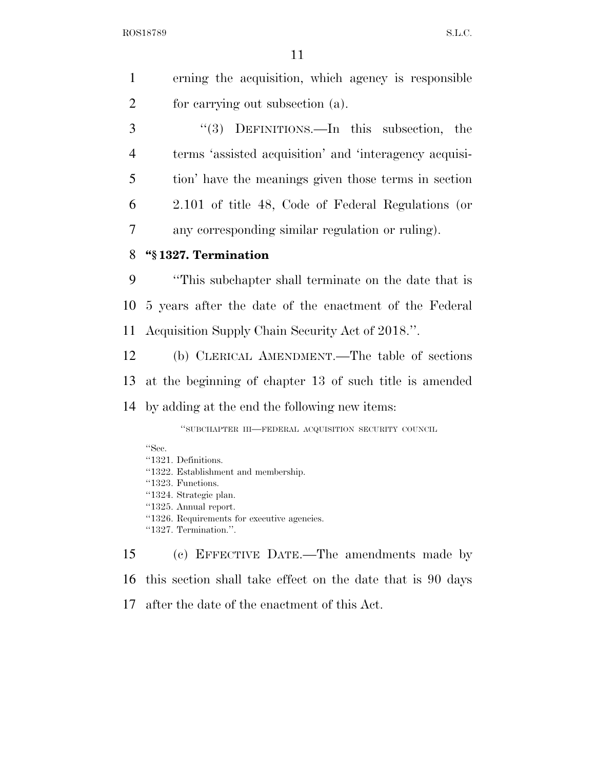erning the acquisition, which agency is responsible for carrying out subsection (a).

"(3) DEFINITIONS.—In this subsection, the terms 'assisted acquisition' and 'interagency acquisition' have the meanings given those terms in section 2.101 of title 48, Code of Federal Regulations (or any corresponding similar regulation or ruling).

**"§ 1327. Termination**

"This subchapter shall terminate on the date that is 5 years after the date of the enactment of the Federal Acquisition Supply Chain Security Act of 2018.".

(b) CLERICAL AMENDMENT.—The table of sections at the beginning of chapter 13 of such title is amended by adding at the end the following new items:

"SUBCHAPTER III—FEDERAL ACQUISITION SECURITY COUNCIL

"Sec.
"1321. Definitions.
"1322. Establishment and membership.
"1323. Functions.
"1324. Strategic plan.
"1325. Annual report.
"1326. Requirements for executive agencies.
"1327. Termination.".

(c) EFFECTIVE DATE.—The amendments made by this section shall take effect on the date that is 90 days after the date of the enactment of this Act.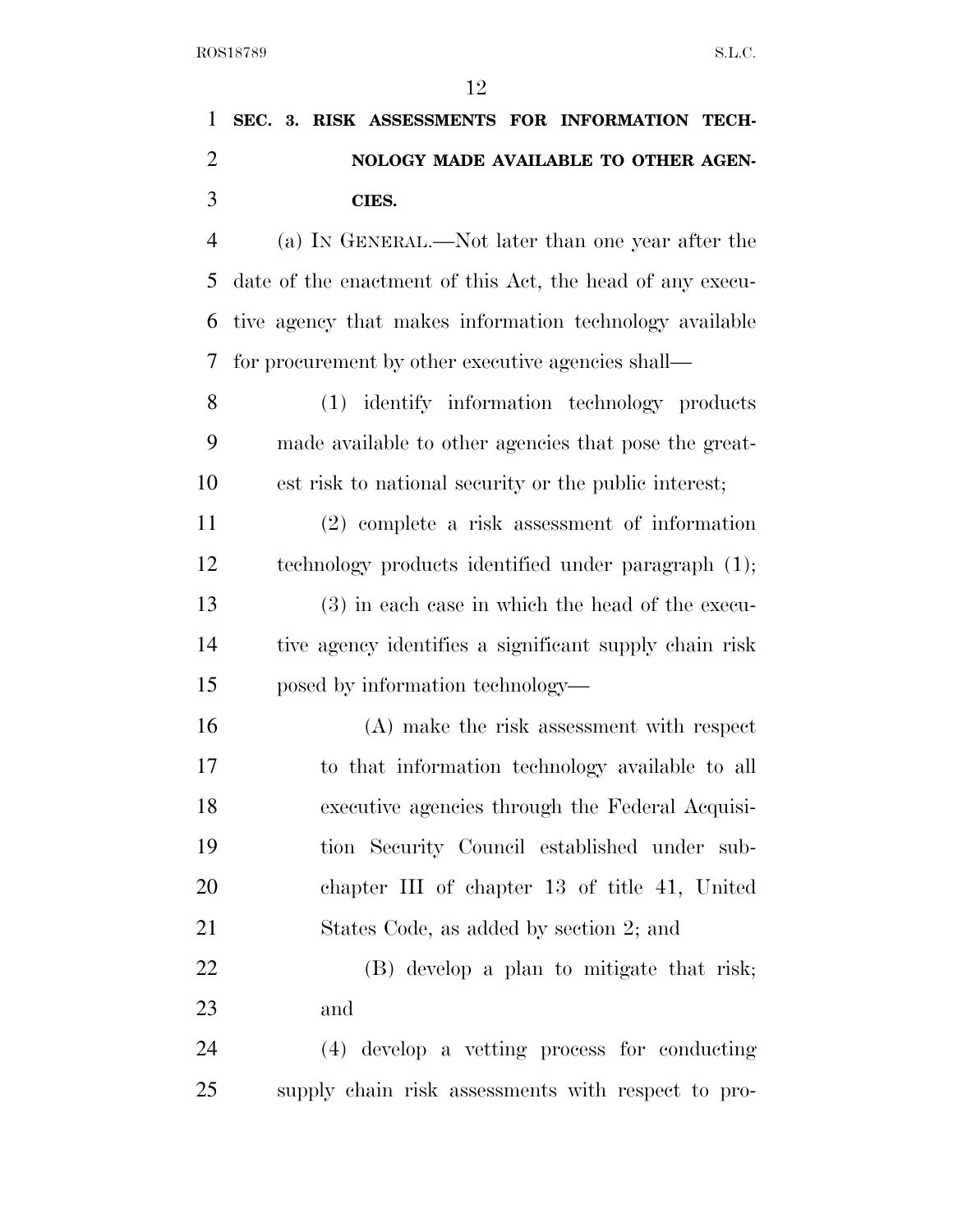**SEC. 3. RISK ASSESSMENTS FOR INFORMATION TECHNOLOGY MADE AVAILABLE TO OTHER AGENCIES.**

(a) IN GENERAL.—Not later than one year after the date of the enactment of this Act, the head of any executive agency that makes information technology available for procurement by other executive agencies shall—

(1) identify information technology products made available to other agencies that pose the greatest risk to national security or the public interest;

(2) complete a risk assessment of information technology products identified under paragraph (1);

(3) in each case in which the head of the executive agency identifies a significant supply chain risk posed by information technology—

(A) make the risk assessment with respect to that information technology available to all executive agencies through the Federal Acquisition Security Council established under subchapter III of chapter 13 of title 41, United States Code, as added by section 2; and

(B) develop a plan to mitigate that risk; and

(4) develop a vetting process for conducting supply chain risk assessments with respect to pro-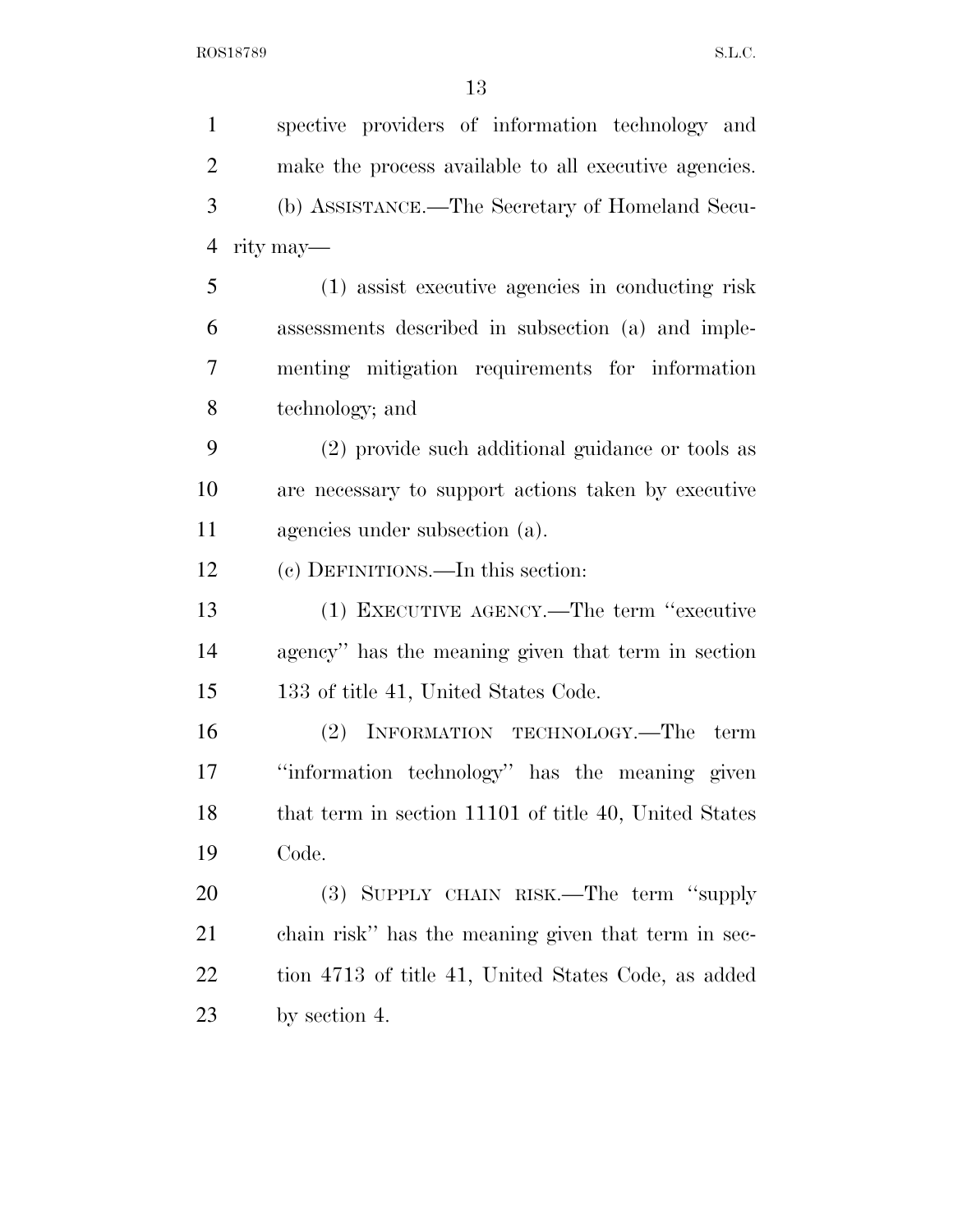spective providers of information technology and make the process available to all executive agencies.

(b) ASSISTANCE.—The Secretary of Homeland Security may—

(1) assist executive agencies in conducting risk assessments described in subsection (a) and implementing mitigation requirements for information technology; and

(2) provide such additional guidance or tools as are necessary to support actions taken by executive agencies under subsection (a).

(c) DEFINITIONS.—In this section:

(1) EXECUTIVE AGENCY.—The term "executive agency" has the meaning given that term in section 133 of title 41, United States Code.

(2) INFORMATION TECHNOLOGY.—The term "information technology" has the meaning given that term in section 11101 of title 40, United States Code.

(3) SUPPLY CHAIN RISK.—The term "supply chain risk" has the meaning given that term in section 4713 of title 41, United States Code, as added by section 4.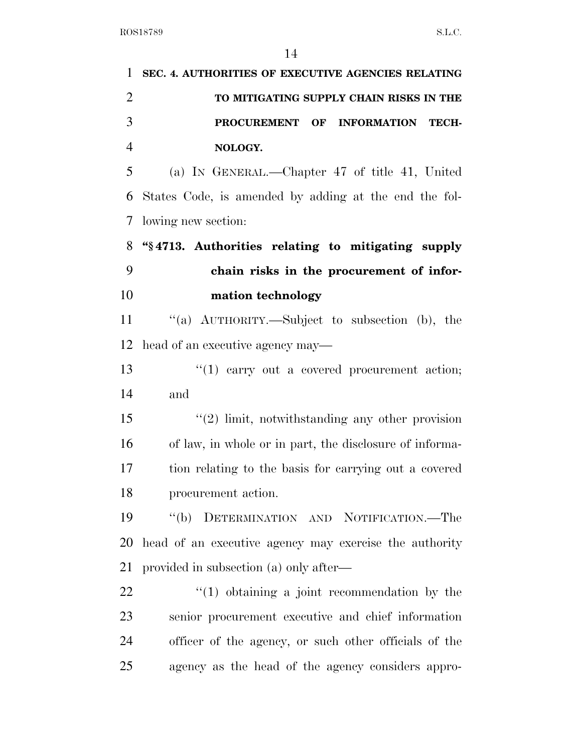**SEC. 4. AUTHORITIES OF EXECUTIVE AGENCIES RELATING TO MITIGATING SUPPLY CHAIN RISKS IN THE PROCUREMENT OF INFORMATION TECHNOLOGY.**

(a) IN GENERAL.—Chapter 47 of title 41, United States Code, is amended by adding at the end the following new section:

**"§ 4713. Authorities relating to mitigating supply chain risks in the procurement of information technology**

"(a) AUTHORITY.—Subject to subsection (b), the head of an executive agency may—

"(1) carry out a covered procurement action; and

"(2) limit, notwithstanding any other provision of law, in whole or in part, the disclosure of information relating to the basis for carrying out a covered procurement action.

"(b) DETERMINATION AND NOTIFICATION.—The head of an executive agency may exercise the authority provided in subsection (a) only after—

"(1) obtaining a joint recommendation by the senior procurement executive and chief information officer of the agency, or such other officials of the agency as the head of the agency considers appro-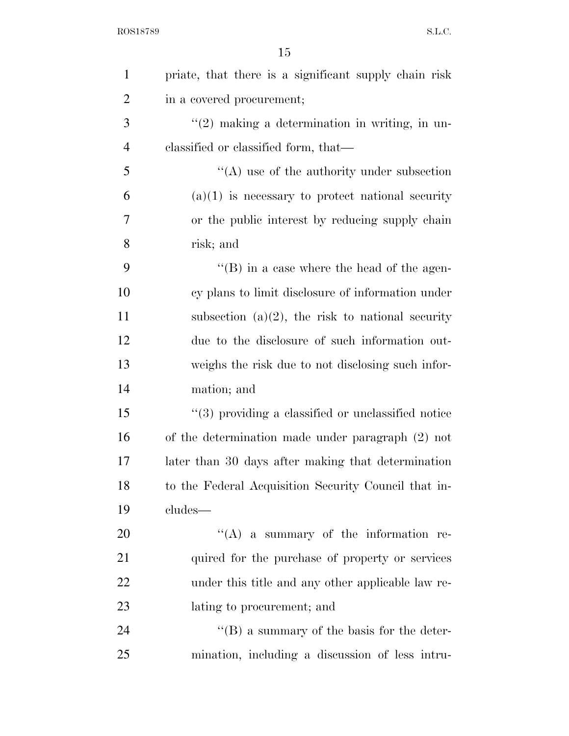priate, that there is a significant supply chain risk in a covered procurement;

"(2) making a determination in writing, in unclassified or classified form, that—

"(A) use of the authority under subsection (a)(1) is necessary to protect national security or the public interest by reducing supply chain risk; and

"(B) in a case where the head of the agency plans to limit disclosure of information under subsection (a)(2), the risk to national security due to the disclosure of such information outweighs the risk due to not disclosing such information; and

"(3) providing a classified or unclassified notice of the determination made under paragraph (2) not later than 30 days after making that determination to the Federal Acquisition Security Council that includes—

"(A) a summary of the information required for the purchase of property or services under this title and any other applicable law relating to procurement; and

"(B) a summary of the basis for the determination, including a discussion of less intru-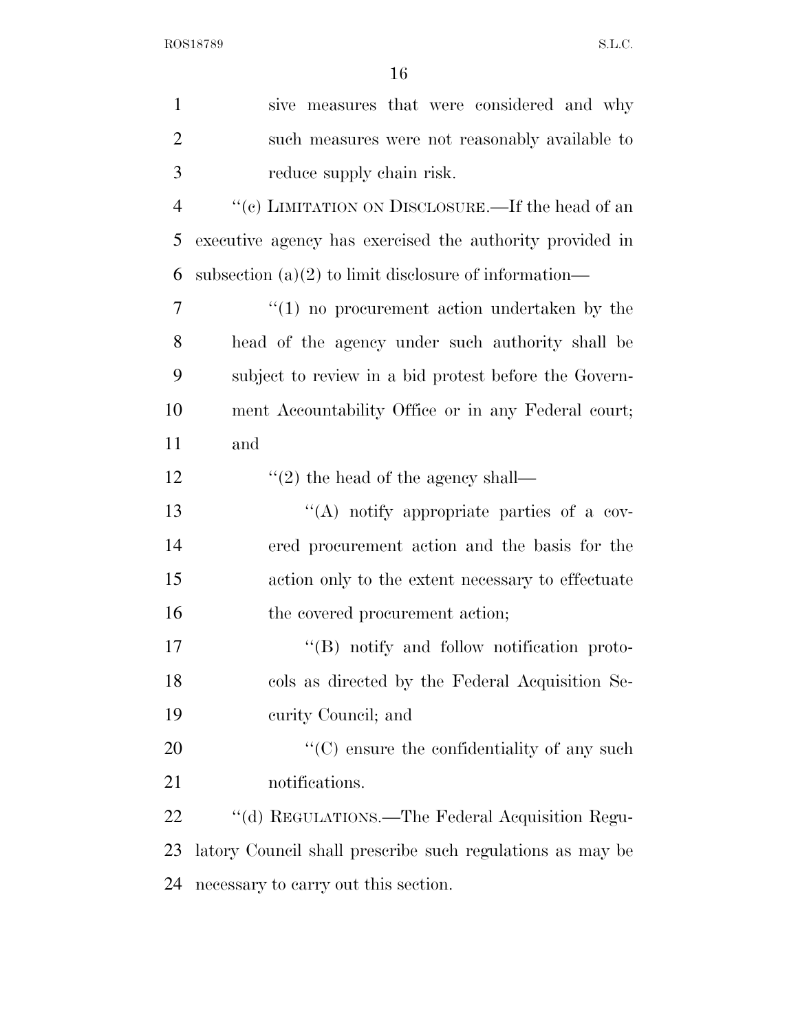sive measures that were considered and why such measures were not reasonably available to reduce supply chain risk.

"(c) LIMITATION ON DISCLOSURE.—If the head of an executive agency has exercised the authority provided in subsection (a)(2) to limit disclosure of information—

"(1) no procurement action undertaken by the head of the agency under such authority shall be subject to review in a bid protest before the Government Accountability Office or in any Federal court; and

"(2) the head of the agency shall—

"(A) notify appropriate parties of a covered procurement action and the basis for the action only to the extent necessary to effectuate the covered procurement action;

"(B) notify and follow notification protocols as directed by the Federal Acquisition Security Council; and

"(C) ensure the confidentiality of any such notifications.

"(d) REGULATIONS.—The Federal Acquisition Regulatory Council shall prescribe such regulations as may be necessary to carry out this section.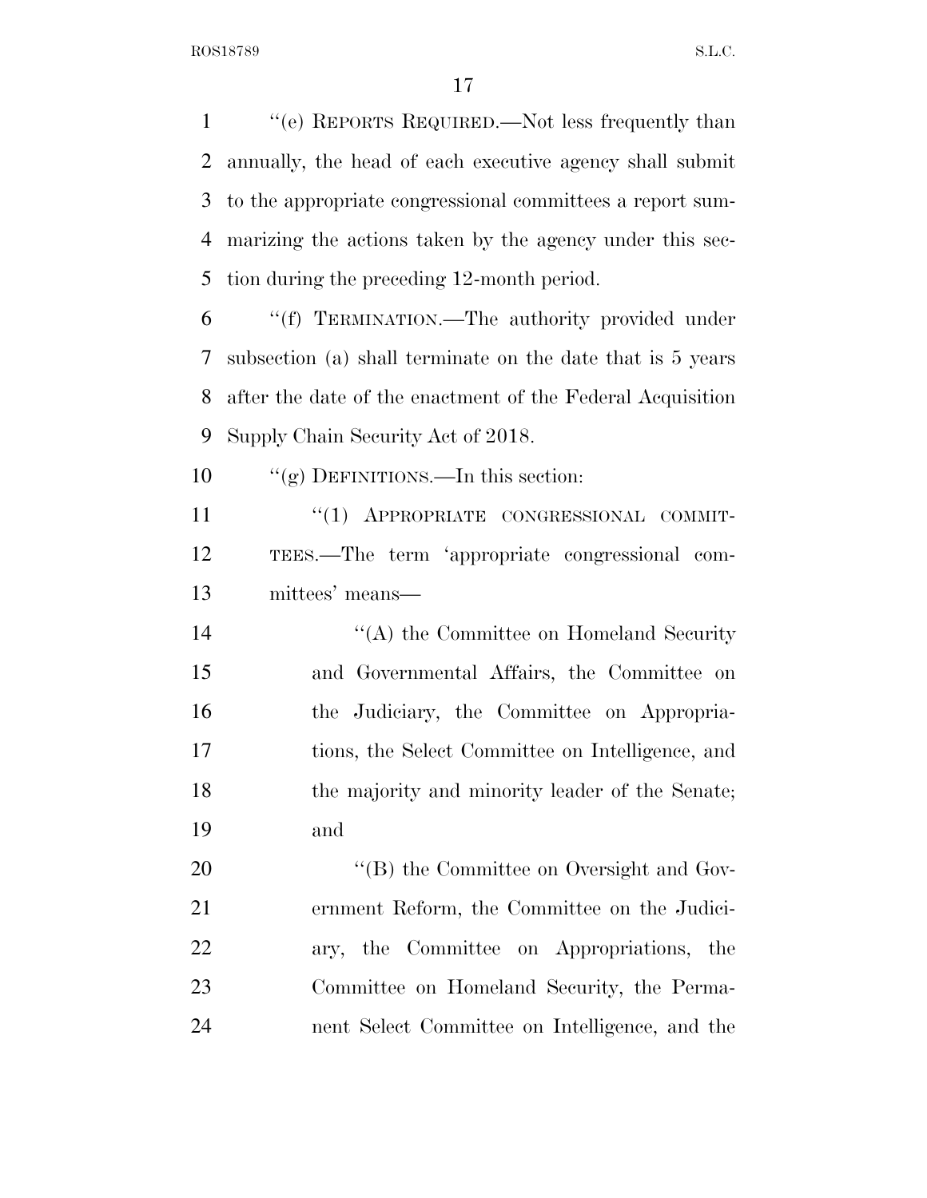''(e) REPORTS REQUIRED.—Not less frequently than annually, the head of each executive agency shall submit to the appropriate congressional committees a report summarizing the actions taken by the agency under this section during the preceding 12-month period.

''(f) TERMINATION.—The authority provided under subsection (a) shall terminate on the date that is 5 years after the date of the enactment of the Federal Acquisition Supply Chain Security Act of 2018.

''(g) DEFINITIONS.—In this section:

''(1) APPROPRIATE CONGRESSIONAL COMMITTEES.—The term 'appropriate congressional committees' means—

''(A) the Committee on Homeland Security and Governmental Affairs, the Committee on the Judiciary, the Committee on Appropriations, the Select Committee on Intelligence, and the majority and minority leader of the Senate; and

''(B) the Committee on Oversight and Government Reform, the Committee on the Judiciary, the Committee on Appropriations, the Committee on Homeland Security, the Permanent Select Committee on Intelligence, and the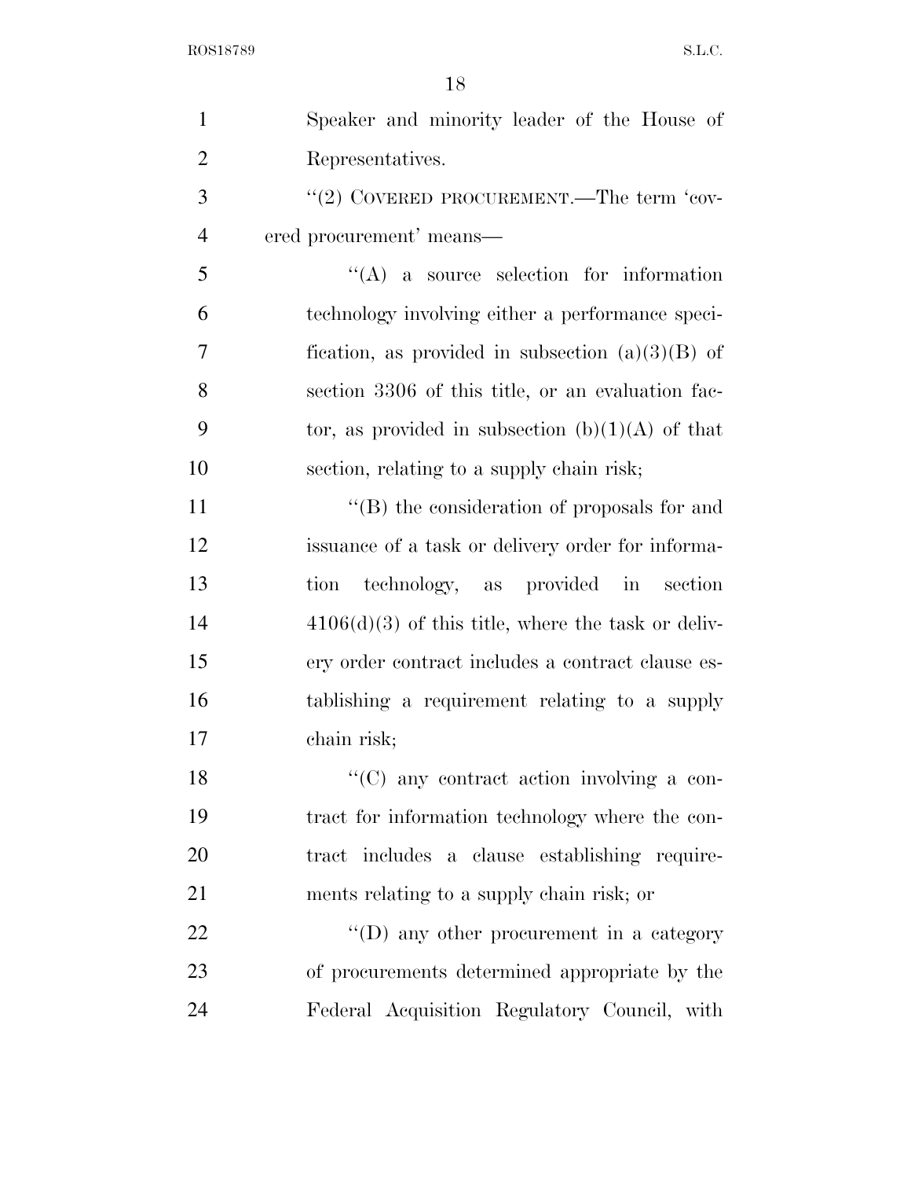Speaker and minority leader of the House of Representatives.

''(2) COVERED PROCUREMENT.—The term 'covered procurement' means—

''(A) a source selection for information technology involving either a performance specification, as provided in subsection (a)(3)(B) of section 3306 of this title, or an evaluation factor, as provided in subsection (b)(1)(A) of that section, relating to a supply chain risk;

''(B) the consideration of proposals for and issuance of a task or delivery order for information technology, as provided in section 4106(d)(3) of this title, where the task or delivery order contract includes a contract clause establishing a requirement relating to a supply chain risk;

''(C) any contract action involving a contract for information technology where the contract includes a clause establishing requirements relating to a supply chain risk; or

''(D) any other procurement in a category of procurements determined appropriate by the Federal Acquisition Regulatory Council, with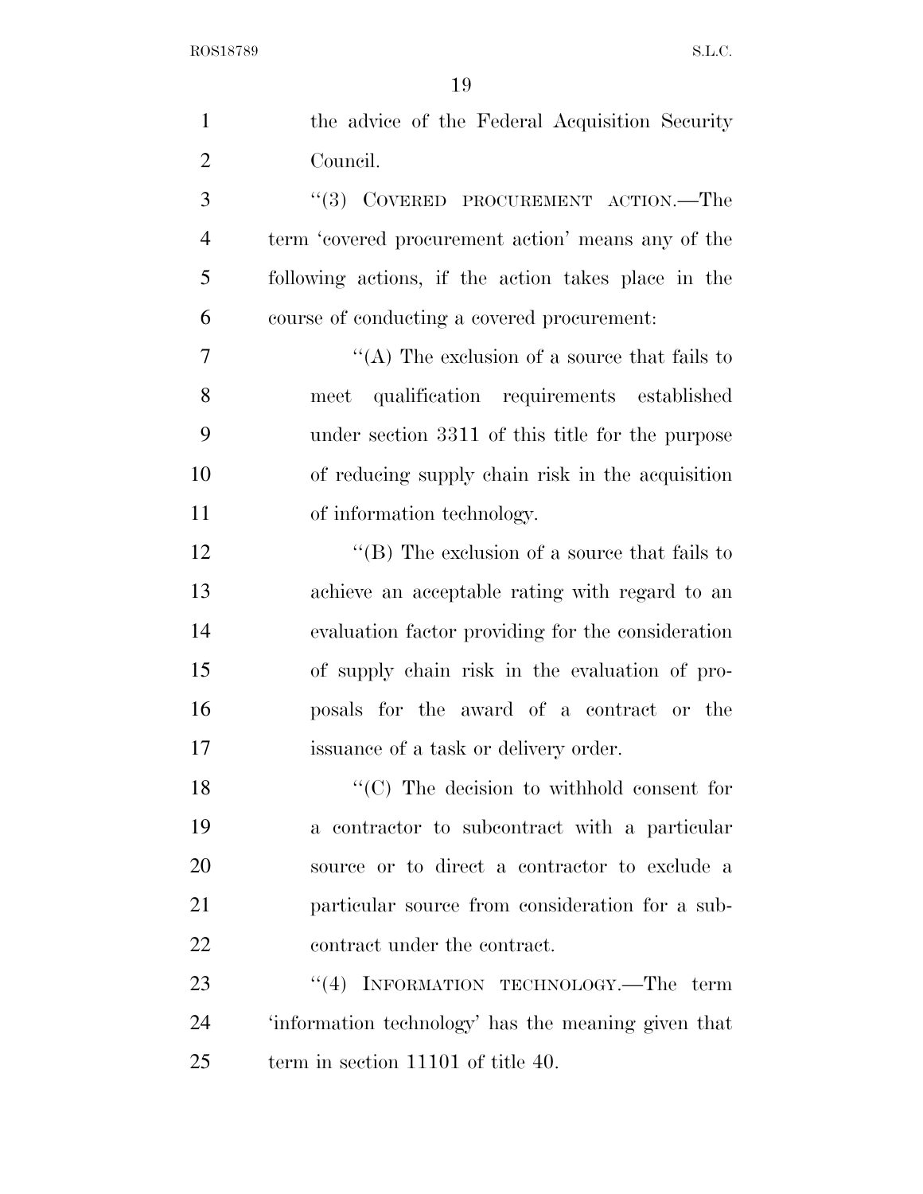the advice of the Federal Acquisition Security Council.

"(3) COVERED PROCUREMENT ACTION.—The term 'covered procurement action' means any of the following actions, if the action takes place in the course of conducting a covered procurement:

"(A) The exclusion of a source that fails to meet qualification requirements established under section 3311 of this title for the purpose of reducing supply chain risk in the acquisition of information technology.

"(B) The exclusion of a source that fails to achieve an acceptable rating with regard to an evaluation factor providing for the consideration of supply chain risk in the evaluation of proposals for the award of a contract or the issuance of a task or delivery order.

"(C) The decision to withhold consent for a contractor to subcontract with a particular source or to direct a contractor to exclude a particular source from consideration for a subcontract under the contract.

"(4) INFORMATION TECHNOLOGY.—The term 'information technology' has the meaning given that term in section 11101 of title 40.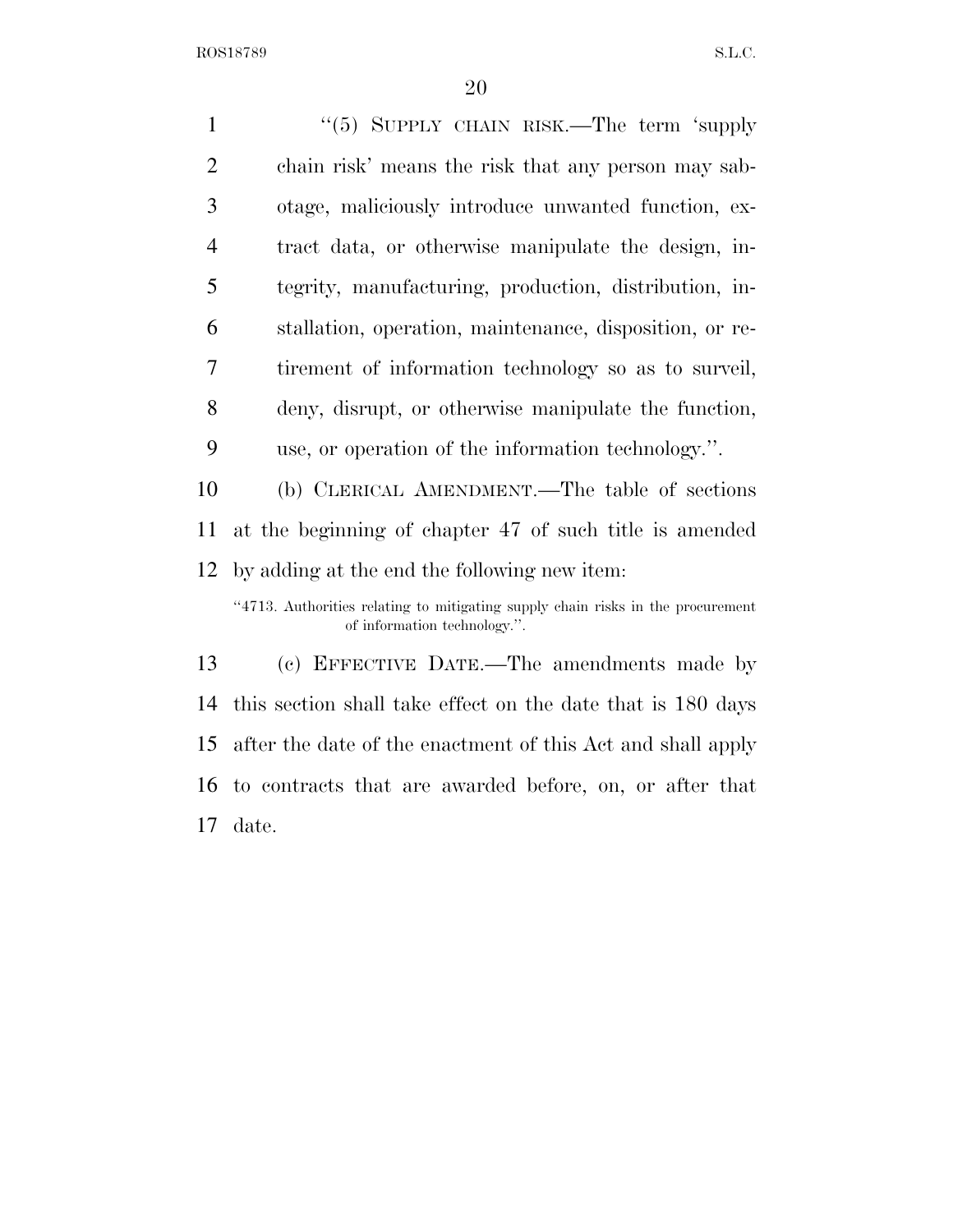"(5) SUPPLY CHAIN RISK.—The term 'supply chain risk' means the risk that any person may sabotage, maliciously introduce unwanted function, extract data, or otherwise manipulate the design, integrity, manufacturing, production, distribution, installation, operation, maintenance, disposition, or retirement of information technology so as to surveil, deny, disrupt, or otherwise manipulate the function, use, or operation of the information technology.".

(b) CLERICAL AMENDMENT.—The table of sections at the beginning of chapter 47 of such title is amended by adding at the end the following new item:

"4713. Authorities relating to mitigating supply chain risks in the procurement of information technology.".

(c) EFFECTIVE DATE.—The amendments made by this section shall take effect on the date that is 180 days after the date of the enactment of this Act and shall apply to contracts that are awarded before, on, or after that date.